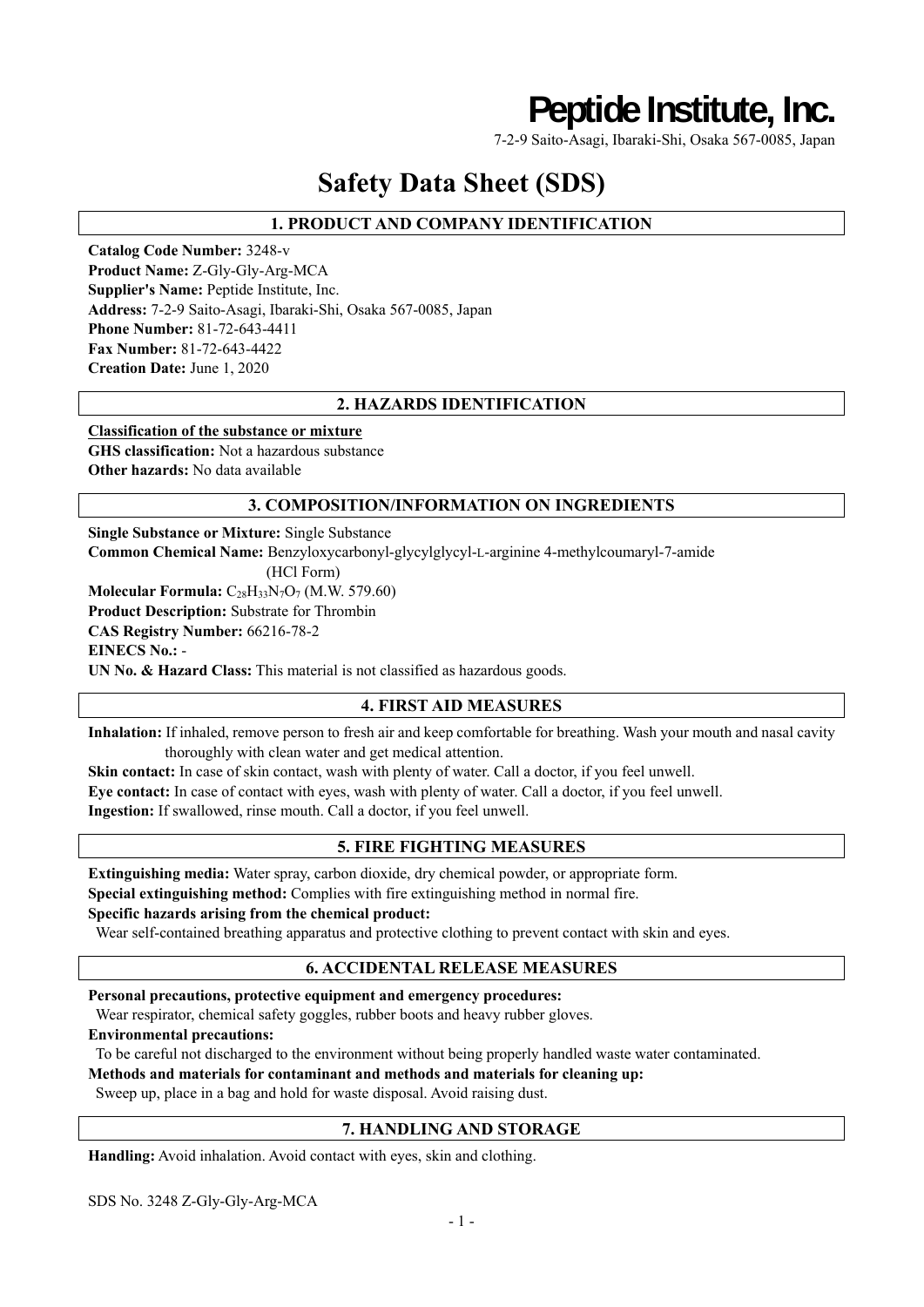# Peptide Institute, Inc.

7-2-9 Saito-Asagi, Ibaraki-Shi, Osaka 567-0085, Japan

# Safety Data Sheet (SDS)

## 1. PRODUCT AND COMPANY IDENTIFICATION

**Catalog Code Number:** 3248-v
**Product Name:** Z-Gly-Gly-Arg-MCA
**Supplier's Name:** Peptide Institute, Inc.
**Address:** 7-2-9 Saito-Asagi, Ibaraki-Shi, Osaka 567-0085, Japan
**Phone Number:** 81-72-643-4411
**Fax Number:** 81-72-643-4422
**Creation Date:** June 1, 2020

## 2. HAZARDS IDENTIFICATION

**Classification of the substance or mixture**
**GHS classification:** Not a hazardous substance
**Other hazards:** No data available

## 3. COMPOSITION/INFORMATION ON INGREDIENTS

**Single Substance or Mixture:** Single Substance
**Common Chemical Name:** Benzyloxycarbonyl-glycylglycyl-L-arginine 4-methylcoumaryl-7-amide (HCl Form)
**Molecular Formula:** $C_{28}H_{33}N_7O_7$ (M.W. 579.60)
**Product Description:** Substrate for Thrombin
**CAS Registry Number:** 66216-78-2
**EINECS No.:** -
**UN No. & Hazard Class:** This material is not classified as hazardous goods.

## 4. FIRST AID MEASURES

**Inhalation:** If inhaled, remove person to fresh air and keep comfortable for breathing. Wash your mouth and nasal cavity thoroughly with clean water and get medical attention.
**Skin contact:** In case of skin contact, wash with plenty of water. Call a doctor, if you feel unwell.
**Eye contact:** In case of contact with eyes, wash with plenty of water. Call a doctor, if you feel unwell.
**Ingestion:** If swallowed, rinse mouth. Call a doctor, if you feel unwell.

## 5. FIRE FIGHTING MEASURES

**Extinguishing media:** Water spray, carbon dioxide, dry chemical powder, or appropriate form.
**Special extinguishing method:** Complies with fire extinguishing method in normal fire.
**Specific hazards arising from the chemical product:**
Wear self-contained breathing apparatus and protective clothing to prevent contact with skin and eyes.

## 6. ACCIDENTAL RELEASE MEASURES

**Personal precautions, protective equipment and emergency procedures:**
Wear respirator, chemical safety goggles, rubber boots and heavy rubber gloves.
**Environmental precautions:**
To be careful not discharged to the environment without being properly handled waste water contaminated.
**Methods and materials for contaminant and methods and materials for cleaning up:**
Sweep up, place in a bag and hold for waste disposal. Avoid raising dust.

## 7. HANDLING AND STORAGE

**Handling:** Avoid inhalation. Avoid contact with eyes, skin and clothing.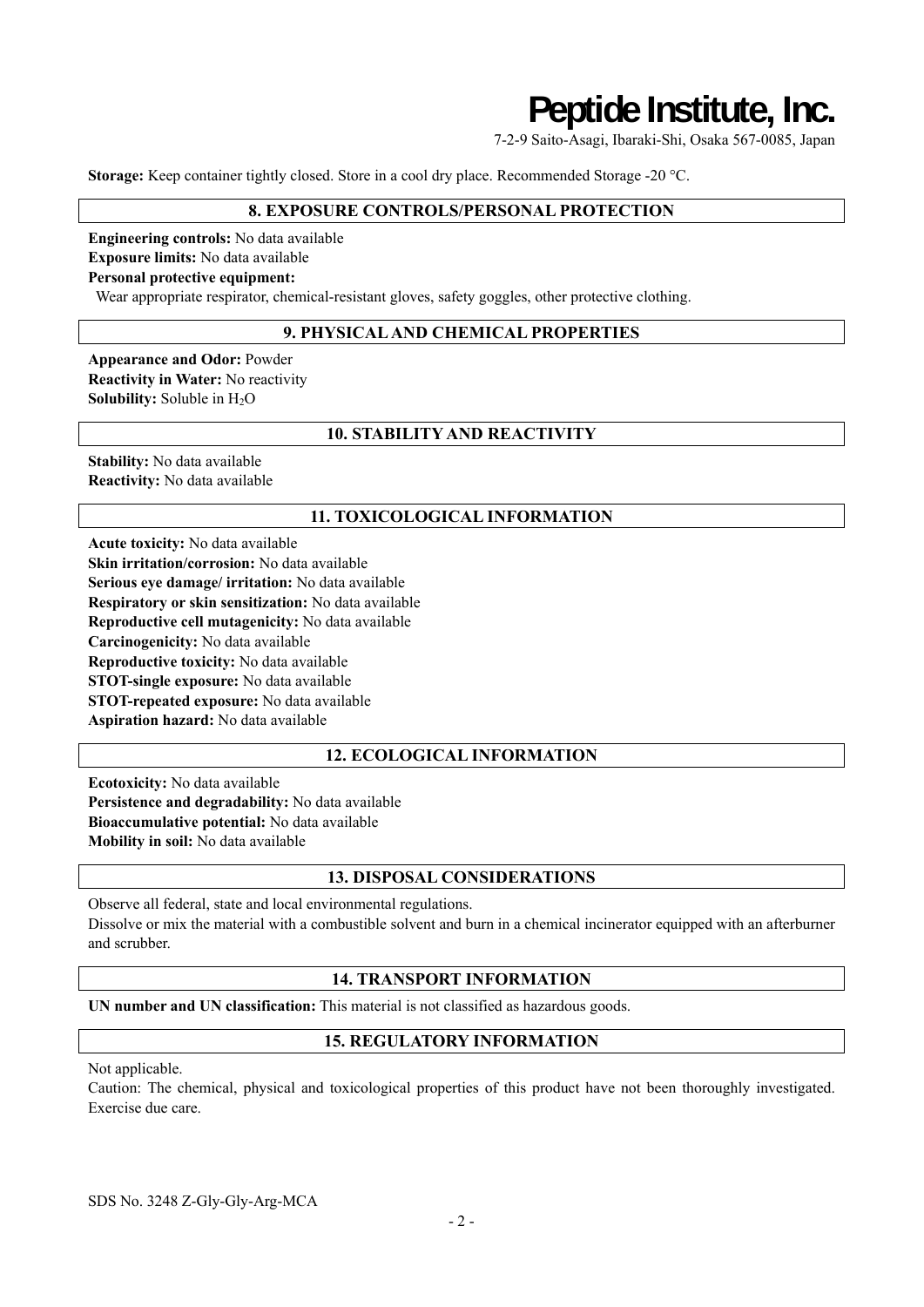**Storage:** Keep container tightly closed. Store in a cool dry place. Recommended Storage -20 °C.

## 8. EXPOSURE CONTROLS/PERSONAL PROTECTION

**Engineering controls:** No data available
**Exposure limits:** No data available
**Personal protective equipment:**
Wear appropriate respirator, chemical-resistant gloves, safety goggles, other protective clothing.

## 9. PHYSICAL AND CHEMICAL PROPERTIES

**Appearance and Odor:** Powder
**Reactivity in Water:** No reactivity
**Solubility:** Soluble in $H_2O$

## 10. STABILITY AND REACTIVITY

**Stability:** No data available
**Reactivity:** No data available

## 11. TOXICOLOGICAL INFORMATION

**Acute toxicity:** No data available
**Skin irritation/corrosion:** No data available
**Serious eye damage/ irritation:** No data available
**Respiratory or skin sensitization:** No data available
**Reproductive cell mutagenicity:** No data available
**Carcinogenicity:** No data available
**Reproductive toxicity:** No data available
**STOT-single exposure:** No data available
**STOT-repeated exposure:** No data available
**Aspiration hazard:** No data available

## 12. ECOLOGICAL INFORMATION

**Ecotoxicity:** No data available
**Persistence and degradability:** No data available
**Bioaccumulative potential:** No data available
**Mobility in soil:** No data available

## 13. DISPOSAL CONSIDERATIONS

Observe all federal, state and local environmental regulations.
Dissolve or mix the material with a combustible solvent and burn in a chemical incinerator equipped with an afterburner and scrubber.

## 14. TRANSPORT INFORMATION

**UN number and UN classification:** This material is not classified as hazardous goods.

## 15. REGULATORY INFORMATION

Not applicable.
Caution: The chemical, physical and toxicological properties of this product have not been thoroughly investigated. Exercise due care.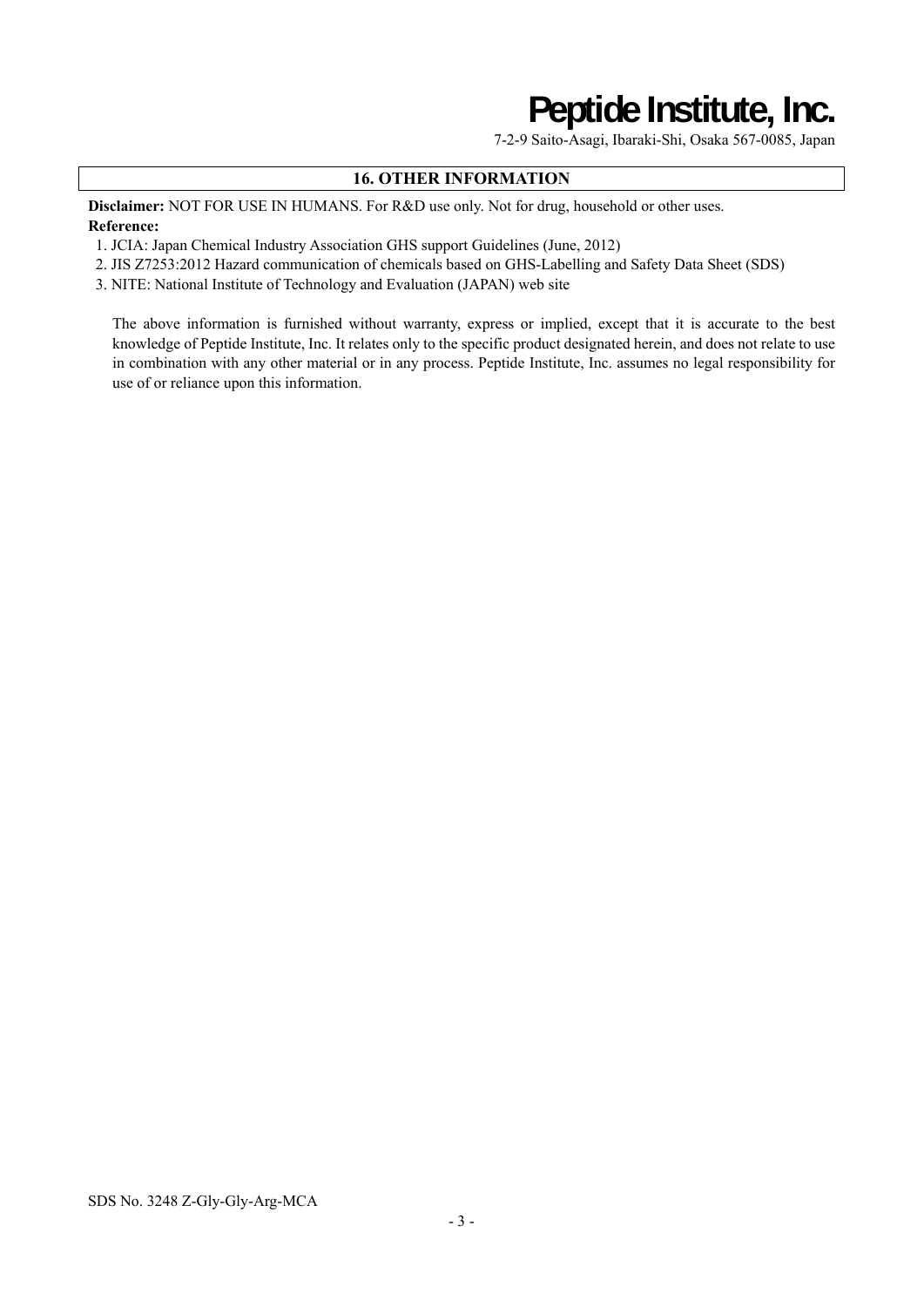## 16. OTHER INFORMATION

**Disclaimer:** NOT FOR USE IN HUMANS. For R&D use only. Not for drug, household or other uses.

**Reference:**

1. JCIA: Japan Chemical Industry Association GHS support Guidelines (June, 2012)
2. JIS Z7253:2012 Hazard communication of chemicals based on GHS-Labelling and Safety Data Sheet (SDS)
3. NITE: National Institute of Technology and Evaluation (JAPAN) web site

The above information is furnished without warranty, express or implied, except that it is accurate to the best knowledge of Peptide Institute, Inc. It relates only to the specific product designated herein, and does not relate to use in combination with any other material or in any process. Peptide Institute, Inc. assumes no legal responsibility for use of or reliance upon this information.